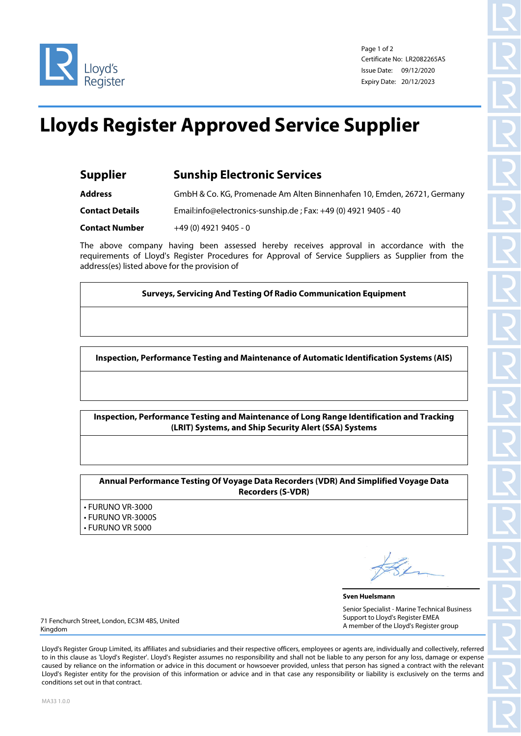Certificate No: LR2082265AS
Issue Date: 09/12/2020
Expiry Date: 20/12/2023

# Lloyds Register Approved Service Supplier

| | |
|---|---|
| **Supplier** | **Sunship Electronic Services** |
| **Address** | GmbH & Co. KG, Promenade Am Alten Binnenhafen 10, Emden, 26721, Germany |
| **Contact Details** | Email:info@electronics-sunship.de ; Fax: +49 (0) 4921 9405 - 40 |
| **Contact Number** | +49 (0) 4921 9405 - 0 |

The above company having been assessed hereby receives approval in accordance with the requirements of Lloyd's Register Procedures for Approval of Service Suppliers as Supplier from the address(es) listed above for the provision of

**Surveys, Servicing And Testing Of Radio Communication Equipment**

**Inspection, Performance Testing and Maintenance of Automatic Identification Systems (AIS)**

**Inspection, Performance Testing and Maintenance of Long Range Identification and Tracking (LRIT) Systems, and Ship Security Alert (SSA) Systems**

**Annual Performance Testing Of Voyage Data Recorders (VDR) And Simplified Voyage Data Recorders (S-VDR)**

- FURUNO VR-3000
- FURUNO VR-3000S
- FURUNO VR 5000

**Sven Huelsmann**

Senior Specialist - Marine Technical Business Support to Lloyd's Register EMEA
A member of the Lloyd's Register group

71 Fenchurch Street, London, EC3M 4BS, United Kingdom

Lloyd's Register Group Limited, its affiliates and subsidiaries and their respective officers, employees or agents are, individually and collectively, referred to in this clause as 'Lloyd's Register'. Lloyd's Register assumes no responsibility and shall not be liable to any person for any loss, damage or expense caused by reliance on the information or advice in this document or howsoever provided, unless that person has signed a contract with the relevant Lloyd's Register entity for the provision of this information or advice and in that case any responsibility or liability is exclusively on the terms and conditions set out in that contract.

MA33 1.0.0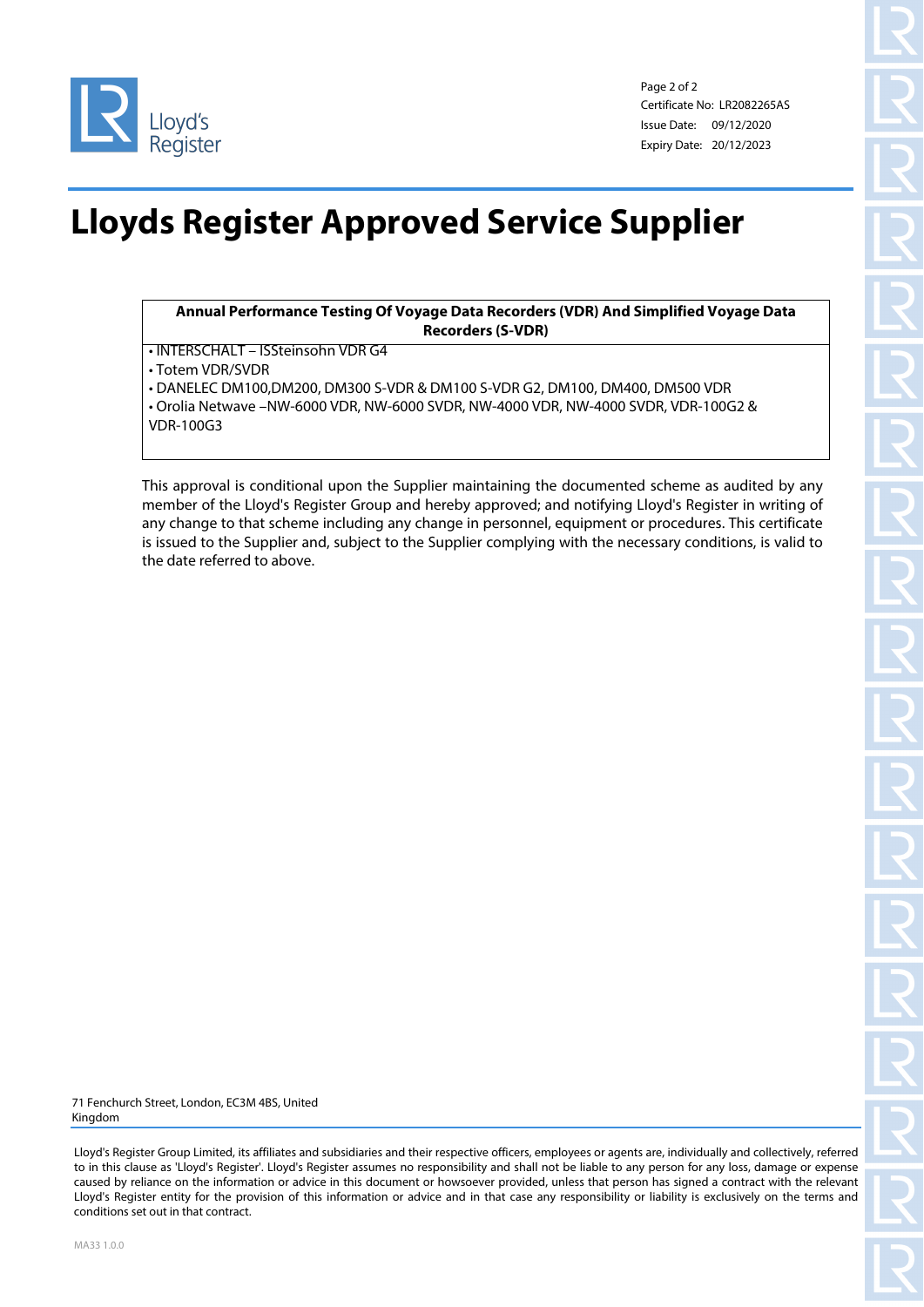Certificate No: LR2082265AS
Issue Date: 09/12/2020
Expiry Date: 20/12/2023

# Lloyds Register Approved Service Supplier

| **Annual Performance Testing Of Voyage Data Recorders (VDR) And Simplified Voyage Data Recorders (S-VDR)** |
| --- |
| • INTERSCHALT – ISSteinsohn VDR G4<br>• Totem VDR/SVDR<br>• DANELEC DM100,DM200, DM300 S-VDR & DM100 S-VDR G2, DM100, DM400, DM500 VDR<br>• Orolia Netwave –NW-6000 VDR, NW-6000 SVDR, NW-4000 VDR, NW-4000 SVDR, VDR-100G2 & VDR-100G3 |

This approval is conditional upon the Supplier maintaining the documented scheme as audited by any member of the Lloyd's Register Group and hereby approved; and notifying Lloyd's Register in writing of any change to that scheme including any change in personnel, equipment or procedures. This certificate is issued to the Supplier and, subject to the Supplier complying with the necessary conditions, is valid to the date referred to above.

71 Fenchurch Street, London, EC3M 4BS, United Kingdom

Lloyd's Register Group Limited, its affiliates and subsidiaries and their respective officers, employees or agents are, individually and collectively, referred to in this clause as 'Lloyd's Register'. Lloyd's Register assumes no responsibility and shall not be liable to any person for any loss, damage or expense caused by reliance on the information or advice in this document or howsoever provided, unless that person has signed a contract with the relevant Lloyd's Register entity for the provision of this information or advice and in that case any responsibility or liability is exclusively on the terms and conditions set out in that contract.

MA33 1.0.0